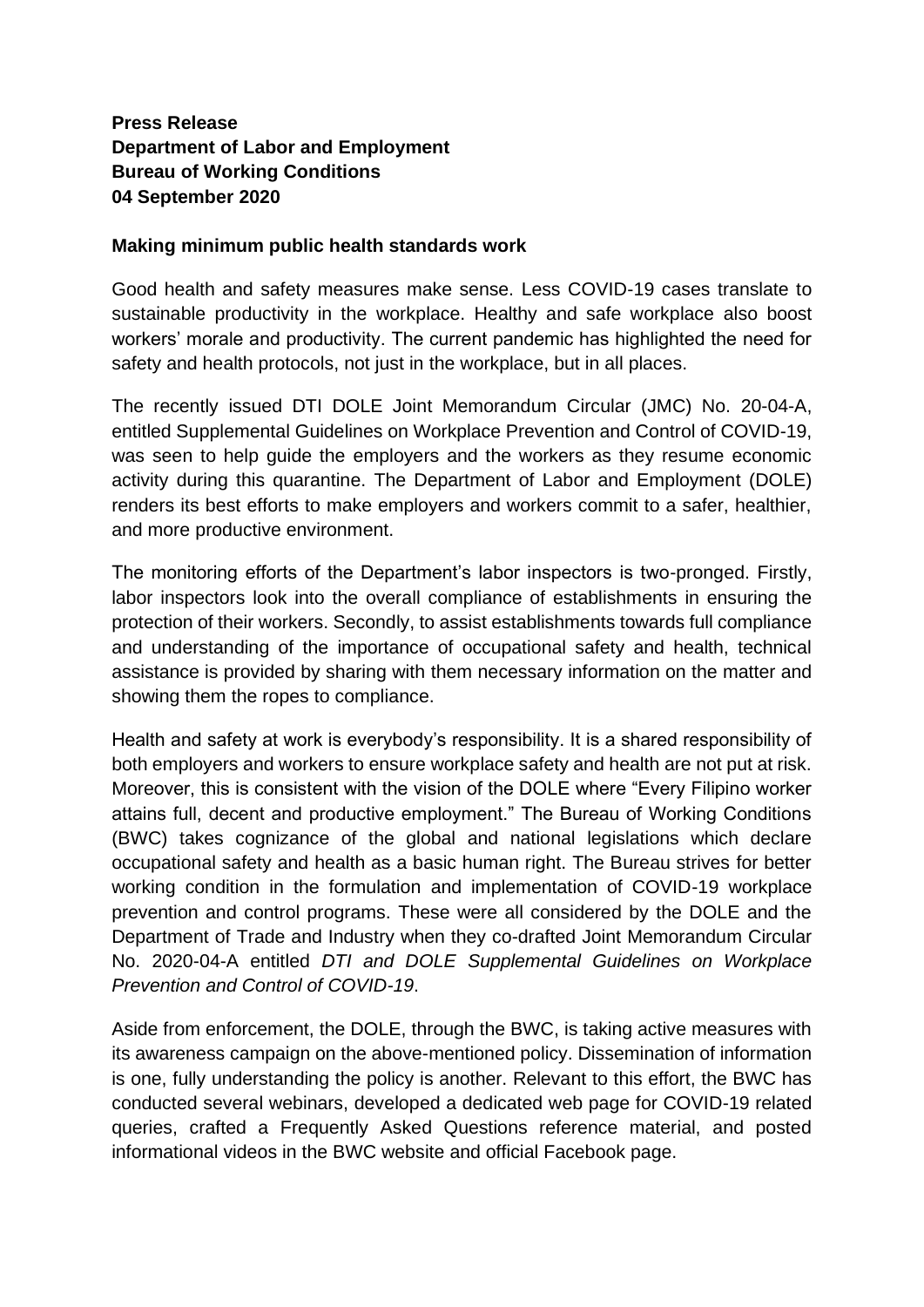**Press Release**
**Department of Labor and Employment**
**Bureau of Working Conditions**
**04 September 2020**

**Making minimum public health standards work**

Good health and safety measures make sense. Less COVID-19 cases translate to sustainable productivity in the workplace. Healthy and safe workplace also boost workers' morale and productivity. The current pandemic has highlighted the need for safety and health protocols, not just in the workplace, but in all places.

The recently issued DTI DOLE Joint Memorandum Circular (JMC) No. 20-04-A, entitled Supplemental Guidelines on Workplace Prevention and Control of COVID-19, was seen to help guide the employers and the workers as they resume economic activity during this quarantine. The Department of Labor and Employment (DOLE) renders its best efforts to make employers and workers commit to a safer, healthier, and more productive environment.

The monitoring efforts of the Department's labor inspectors is two-pronged. Firstly, labor inspectors look into the overall compliance of establishments in ensuring the protection of their workers. Secondly, to assist establishments towards full compliance and understanding of the importance of occupational safety and health, technical assistance is provided by sharing with them necessary information on the matter and showing them the ropes to compliance.

Health and safety at work is everybody's responsibility. It is a shared responsibility of both employers and workers to ensure workplace safety and health are not put at risk. Moreover, this is consistent with the vision of the DOLE where "Every Filipino worker attains full, decent and productive employment." The Bureau of Working Conditions (BWC) takes cognizance of the global and national legislations which declare occupational safety and health as a basic human right. The Bureau strives for better working condition in the formulation and implementation of COVID-19 workplace prevention and control programs. These were all considered by the DOLE and the Department of Trade and Industry when they co-drafted Joint Memorandum Circular No. 2020-04-A entitled *DTI and DOLE Supplemental Guidelines on Workplace Prevention and Control of COVID-19*.

Aside from enforcement, the DOLE, through the BWC, is taking active measures with its awareness campaign on the above-mentioned policy. Dissemination of information is one, fully understanding the policy is another. Relevant to this effort, the BWC has conducted several webinars, developed a dedicated web page for COVID-19 related queries, crafted a Frequently Asked Questions reference material, and posted informational videos in the BWC website and official Facebook page.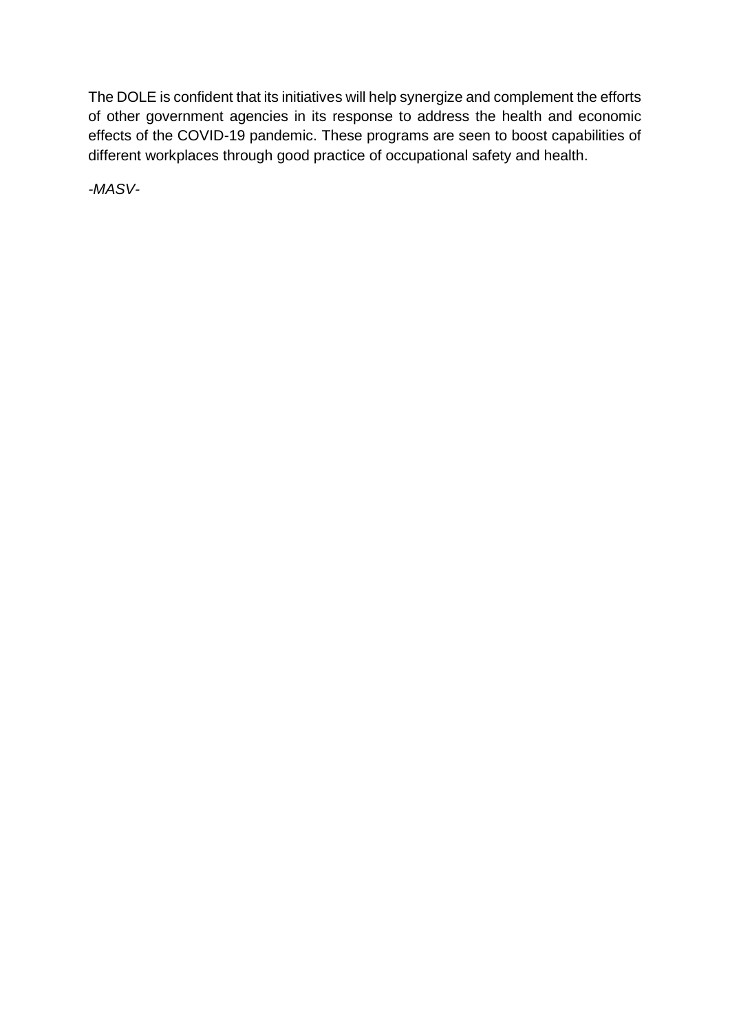The DOLE is confident that its initiatives will help synergize and complement the efforts of other government agencies in its response to address the health and economic effects of the COVID-19 pandemic. These programs are seen to boost capabilities of different workplaces through good practice of occupational safety and health.

*-MASV-*